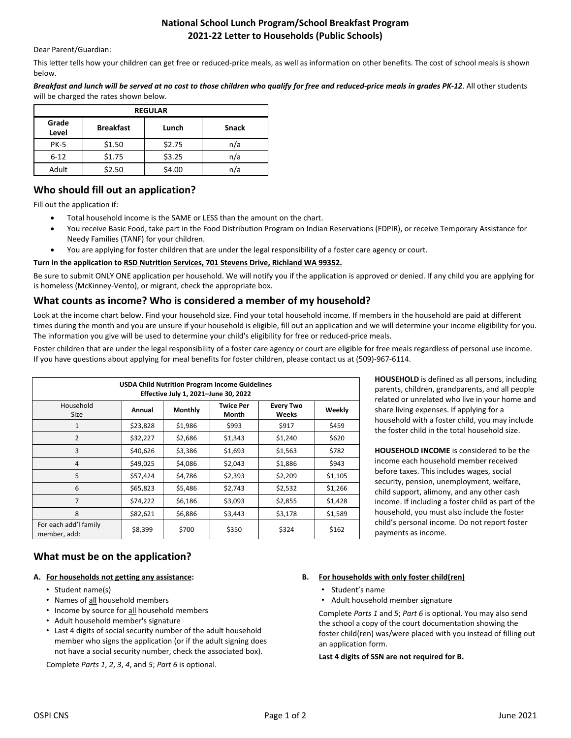# National School Lunch Program/School Breakfast Program
# 2021-22 Letter to Households (Public Schools)

Dear Parent/Guardian:

This letter tells how your children can get free or reduced-price meals, as well as information on other benefits. The cost of school meals is shown below.

***Breakfast and lunch will be served at no cost to those children who qualify for free and reduced-price meals in grades PK-12***. All other students will be charged the rates shown below.

| REGULAR | | | |
|---|---|---|---|
| **Grade Level** | **Breakfast** | **Lunch** | **Snack** |
| PK-5 | $1.50 | $2.75 | n/a |
| 6-12 | $1.75 | $3.25 | n/a |
| Adult | $2.50 | $4.00 | n/a |

## Who should fill out an application?

Fill out the application if:

- Total household income is the SAME or LESS than the amount on the chart.
- You receive Basic Food, take part in the Food Distribution Program on Indian Reservations (FDPIR), or receive Temporary Assistance for Needy Families (TANF) for your children.
- You are applying for foster children that are under the legal responsibility of a foster care agency or court.

**Turn in the application to RSD Nutrition Services, 701 Stevens Drive, Richland WA 99352.**

Be sure to submit ONLY ONE application per household. We will notify you if the application is approved or denied. If any child you are applying for is homeless (McKinney-Vento), or migrant, check the appropriate box.

## What counts as income? Who is considered a member of my household?

Look at the income chart below. Find your household size. Find your total household income. If members in the household are paid at different times during the month and you are unsure if your household is eligible, fill out an application and we will determine your income eligibility for you. The information you give will be used to determine your child's eligibility for free or reduced-price meals.

Foster children that are under the legal responsibility of a foster care agency or court are eligible for free meals regardless of personal use income. If you have questions about applying for meal benefits for foster children, please contact us at (509)-967-6114.

| USDA Child Nutrition Program Income Guidelines Effective July 1, 2021–June 30, 2022 | | | | | |
|---|---|---|---|---|---|
| Household Size | **Annual** | **Monthly** | **Twice Per Month** | **Every Two Weeks** | **Weekly** |
| 1 | $23,828 | $1,986 | $993 | $917 | $459 |
| 2 | $32,227 | $2,686 | $1,343 | $1,240 | $620 |
| 3 | $40,626 | $3,386 | $1,693 | $1,563 | $782 |
| 4 | $49,025 | $4,086 | $2,043 | $1,886 | $943 |
| 5 | $57,424 | $4,786 | $2,393 | $2,209 | $1,105 |
| 6 | $65,823 | $5,486 | $2,743 | $2,532 | $1,266 |
| 7 | $74,222 | $6,186 | $3,093 | $2,855 | $1,428 |
| 8 | $82,621 | $6,886 | $3,443 | $3,178 | $1,589 |
| For each add'l family member, add: | $8,399 | $700 | $350 | $324 | $162 |

**HOUSEHOLD** is defined as all persons, including parents, children, grandparents, and all people related or unrelated who live in your home and share living expenses. If applying for a household with a foster child, you may include the foster child in the total household size.

**HOUSEHOLD INCOME** is considered to be the income each household member received before taxes. This includes wages, social security, pension, unemployment, welfare, child support, alimony, and any other cash income. If including a foster child as part of the household, you must also include the foster child's personal income. Do not report foster payments as income.

## What must be on the application?

**A. For households not getting any assistance:**

- Student name(s)
- Names of all household members
- Income by source for all household members
- Adult household member's signature
- Last 4 digits of social security number of the adult household member who signs the application (or if the adult signing does not have a social security number, check the associated box).

Complete *Parts 1*, *2*, *3*, *4*, and *5*; *Part 6* is optional.

**B. For households with only foster child(ren)**

- Student's name
- Adult household member signature

Complete *Parts 1* and *5*; *Part 6* is optional. You may also send the school a copy of the court documentation showing the foster child(ren) was/were placed with you instead of filling out an application form.

**Last 4 digits of SSN are not required for B.**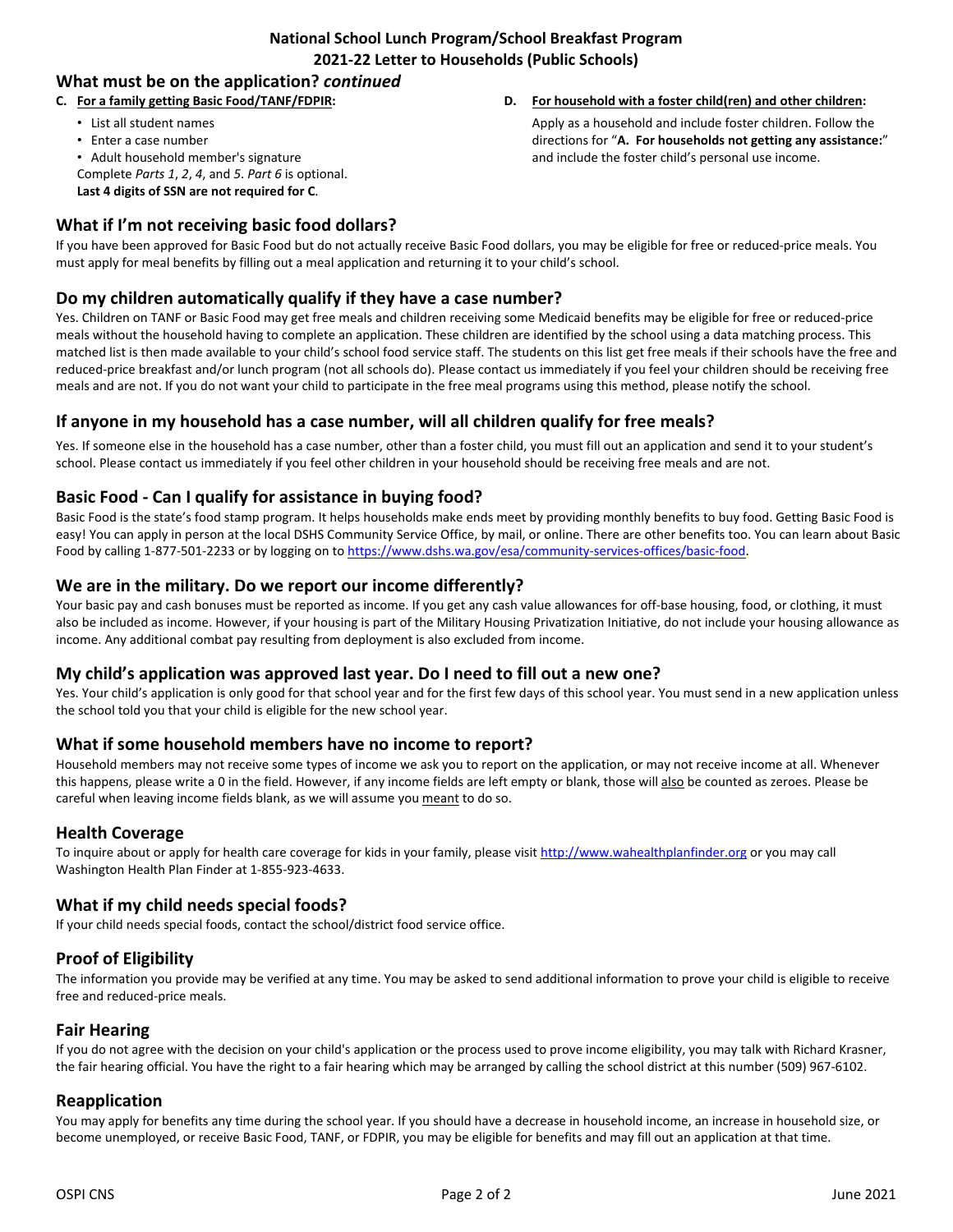**National School Lunch Program/School Breakfast Program**
**2021-22 Letter to Households (Public Schools)**

## What must be on the application? *continued*

**C. For a family getting Basic Food/TANF/FDPIR:**

- List all student names
- Enter a case number
- Adult household member's signature

Complete *Parts 1*, *2*, *4*, and *5*. *Part 6* is optional.
**Last 4 digits of SSN are not required for C**.

**D. For household with a foster child(ren) and other children:**

Apply as a household and include foster children. Follow the directions for "**A. For households not getting any assistance:**" and include the foster child's personal use income.

## What if I'm not receiving basic food dollars?

If you have been approved for Basic Food but do not actually receive Basic Food dollars, you may be eligible for free or reduced-price meals. You must apply for meal benefits by filling out a meal application and returning it to your child's school.

## Do my children automatically qualify if they have a case number?

Yes. Children on TANF or Basic Food may get free meals and children receiving some Medicaid benefits may be eligible for free or reduced-price meals without the household having to complete an application. These children are identified by the school using a data matching process. This matched list is then made available to your child's school food service staff. The students on this list get free meals if their schools have the free and reduced-price breakfast and/or lunch program (not all schools do). Please contact us immediately if you feel your children should be receiving free meals and are not. If you do not want your child to participate in the free meal programs using this method, please notify the school.

## If anyone in my household has a case number, will all children qualify for free meals?

Yes. If someone else in the household has a case number, other than a foster child, you must fill out an application and send it to your student's school. Please contact us immediately if you feel other children in your household should be receiving free meals and are not.

## Basic Food - Can I qualify for assistance in buying food?

Basic Food is the state's food stamp program. It helps households make ends meet by providing monthly benefits to buy food. Getting Basic Food is easy! You can apply in person at the local DSHS Community Service Office, by mail, or online. There are other benefits too. You can learn about Basic Food by calling 1-877-501-2233 or by logging on to https://www.dshs.wa.gov/esa/community-services-offices/basic-food.

## We are in the military. Do we report our income differently?

Your basic pay and cash bonuses must be reported as income. If you get any cash value allowances for off-base housing, food, or clothing, it must also be included as income. However, if your housing is part of the Military Housing Privatization Initiative, do not include your housing allowance as income. Any additional combat pay resulting from deployment is also excluded from income.

## My child's application was approved last year. Do I need to fill out a new one?

Yes. Your child's application is only good for that school year and for the first few days of this school year. You must send in a new application unless the school told you that your child is eligible for the new school year.

## What if some household members have no income to report?

Household members may not receive some types of income we ask you to report on the application, or may not receive income at all. Whenever this happens, please write a 0 in the field. However, if any income fields are left empty or blank, those will also be counted as zeroes. Please be careful when leaving income fields blank, as we will assume you meant to do so.

## Health Coverage

To inquire about or apply for health care coverage for kids in your family, please visit http://www.wahealthplanfinder.org or you may call Washington Health Plan Finder at 1-855-923-4633.

## What if my child needs special foods?

If your child needs special foods, contact the school/district food service office.

## Proof of Eligibility

The information you provide may be verified at any time. You may be asked to send additional information to prove your child is eligible to receive free and reduced-price meals.

## Fair Hearing

If you do not agree with the decision on your child's application or the process used to prove income eligibility, you may talk with Richard Krasner, the fair hearing official. You have the right to a fair hearing which may be arranged by calling the school district at this number (509) 967-6102.

## Reapplication

You may apply for benefits any time during the school year. If you should have a decrease in household income, an increase in household size, or become unemployed, or receive Basic Food, TANF, or FDPIR, you may be eligible for benefits and may fill out an application at that time.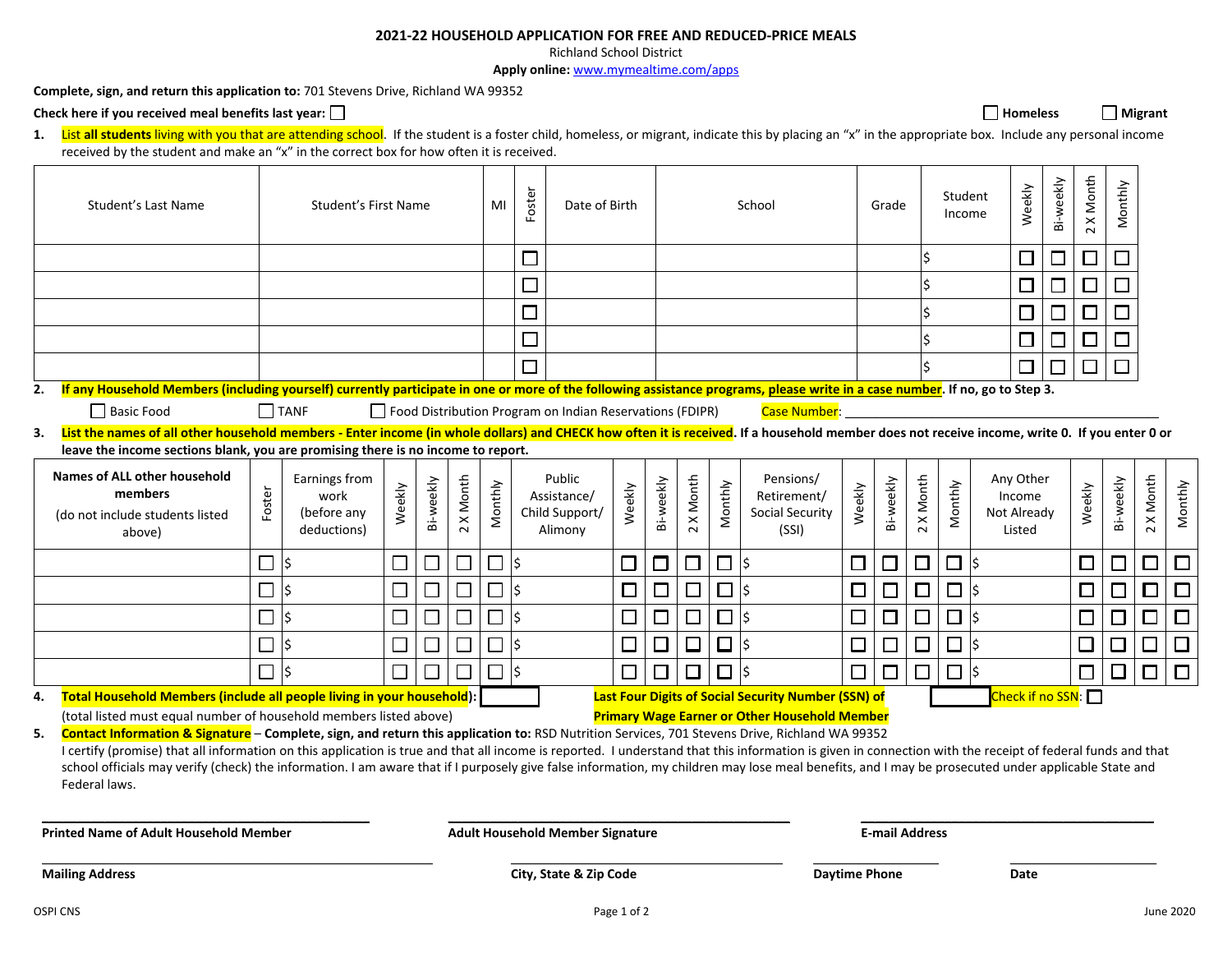# 2021-22 HOUSEHOLD APPLICATION FOR FREE AND REDUCED-PRICE MEALS

Richland School District

**Apply online:** www.mymealtime.com/apps

**Complete, sign, and return this application to:** 701 Stevens Drive, Richland WA 99352

**Check here if you received meal benefits last year:** ☐ **Homeless** ☐ **Migrant** ☐

**1.** List **all students** living with you that are attending school. If the student is a foster child, homeless, or migrant, indicate this by placing an "x" in the appropriate box. Include any personal income received by the student and make an "x" in the correct box for how often it is received.

| Student's Last Name | Student's First Name | MI | Foster | Date of Birth | School | Grade | Student Income | Weekly | Bi-weekly | 2 X Month | Monthly |
|---|---|---|---|---|---|---|---|---|---|---|---|
| | | | ☐ | | | | $ | ☐ | ☐ | ☐ | ☐ |
| | | | ☐ | | | | $ | ☐ | ☐ | ☐ | ☐ |
| | | | ☐ | | | | $ | ☐ | ☐ | ☐ | ☐ |
| | | | ☐ | | | | $ | ☐ | ☐ | ☐ | ☐ |
| | | | ☐ | | | | $ | ☐ | ☐ | ☐ | ☐ |

**2. If any Household Members (including yourself) currently participate in one or more of the following assistance programs, please write in a case number. If no, go to Step 3.**

☐ Basic Food ☐ TANF ☐ Food Distribution Program on Indian Reservations (FDIPR) Case Number: ____________________

**3. List the names of all other household members - Enter income (in whole dollars) and CHECK how often it is received. If a household member does not receive income, write 0. If you enter 0 or leave the income sections blank, you are promising there is no income to report.**

| Names of ALL other household members (do not include students listed above) | Foster | Earnings from work (before any deductions) | Weekly | Bi-weekly | 2 X Month | Monthly | Public Assistance/ Child Support/ Alimony | Weekly | Bi-weekly | 2 X Month | Monthly | Pensions/ Retirement/ Social Security (SSI) | Weekly | Bi-weekly | 2 X Month | Monthly | Any Other Income Not Already Listed | Weekly | Bi-weekly | 2 X Month | Monthly |
|---|---|---|---|---|---|---|---|---|---|---|---|---|---|---|---|---|---|---|---|---|---|
| | ☐ | $ | ☐ | ☐ | ☐ | ☐ | $ | ☐ | ☐ | ☐ | ☐ | $ | ☐ | ☐ | ☐ | ☐ | $ | ☐ | ☐ | ☐ | ☐ |
| | ☐ | $ | ☐ | ☐ | ☐ | ☐ | $ | ☐ | ☐ | ☐ | ☐ | $ | ☐ | ☐ | ☐ | ☐ | $ | ☐ | ☐ | ☐ | ☐ |
| | ☐ | $ | ☐ | ☐ | ☐ | ☐ | $ | ☐ | ☐ | ☐ | ☐ | $ | ☐ | ☐ | ☐ | ☐ | $ | ☐ | ☐ | ☐ | ☐ |
| | ☐ | $ | ☐ | ☐ | ☐ | ☐ | $ | ☐ | ☐ | ☐ | ☐ | $ | ☐ | ☐ | ☐ | ☐ | $ | ☐ | ☐ | ☐ | ☐ |
| | ☐ | $ | ☐ | ☐ | ☐ | ☐ | $ | ☐ | ☐ | ☐ | ☐ | $ | ☐ | ☐ | ☐ | ☐ | $ | ☐ | ☐ | ☐ | ☐ |

**4. Total Household Members (include all people living in your household):** ☐
(total listed must equal number of household members listed above)

**Last Four Digits of Social Security Number (SSN) of Primary Wage Earner or Other Household Member** ☐ Check if no SSN: ☐

**5. Contact Information & Signature** – **Complete, sign, and return this application to:** RSD Nutrition Services, 701 Stevens Drive, Richland WA 99352

I certify (promise) that all information on this application is true and that all income is reported. I understand that this information is given in connection with the receipt of federal funds and that school officials may verify (check) the information. I am aware that if I purposely give false information, my children may lose meal benefits, and I may be prosecuted under applicable State and Federal laws.

**Printed Name of Adult Household Member** ____________________

**Adult Household Member Signature** ____________________

**E-mail Address** ____________________

**Mailing Address** ____________________

**City, State & Zip Code** ____________________

**Daytime Phone** ____________________

**Date** ____________________

OSPI CNS June 2020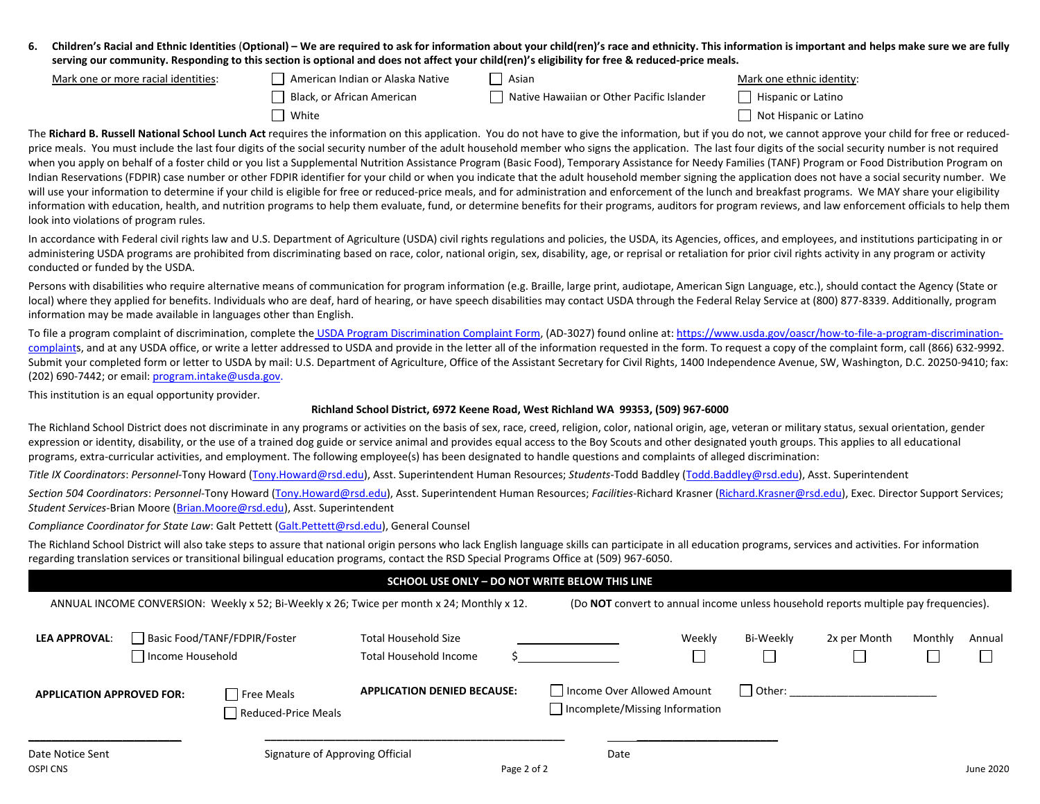**6. Children's Racial and Ethnic Identities (Optional) – We are required to ask for information about your child(ren)'s race and ethnicity. This information is important and helps make sure we are fully serving our community. Responding to this section is optional and does not affect your child(ren)'s eligibility for free & reduced-price meals.**

Mark one or more racial identities:

- ☐ American Indian or Alaska Native
- ☐ Asian
- ☐ Black, or African American
- ☐ Native Hawaiian or Other Pacific Islander
- ☐ White

Mark one ethnic identity:

- ☐ Hispanic or Latino
- ☐ Not Hispanic or Latino

The **Richard B. Russell National School Lunch Act** requires the information on this application. You do not have to give the information, but if you do not, we cannot approve your child for free or reduced-price meals. You must include the last four digits of the social security number of the adult household member who signs the application. The last four digits of the social security number is not required when you apply on behalf of a foster child or you list a Supplemental Nutrition Assistance Program (Basic Food), Temporary Assistance for Needy Families (TANF) Program or Food Distribution Program on Indian Reservations (FDPIR) case number or other FDPIR identifier for your child or when you indicate that the adult household member signing the application does not have a social security number. We will use your information to determine if your child is eligible for free or reduced-price meals, and for administration and enforcement of the lunch and breakfast programs. We MAY share your eligibility information with education, health, and nutrition programs to help them evaluate, fund, or determine benefits for their programs, auditors for program reviews, and law enforcement officials to help them look into violations of program rules.

In accordance with Federal civil rights law and U.S. Department of Agriculture (USDA) civil rights regulations and policies, the USDA, its Agencies, offices, and employees, and institutions participating in or administering USDA programs are prohibited from discriminating based on race, color, national origin, sex, disability, age, or reprisal or retaliation for prior civil rights activity in any program or activity conducted or funded by the USDA.

Persons with disabilities who require alternative means of communication for program information (e.g. Braille, large print, audiotape, American Sign Language, etc.), should contact the Agency (State or local) where they applied for benefits. Individuals who are deaf, hard of hearing, or have speech disabilities may contact USDA through the Federal Relay Service at (800) 877-8339. Additionally, program information may be made available in languages other than English.

To file a program complaint of discrimination, complete the USDA Program Discrimination Complaint Form, (AD-3027) found online at: https://www.usda.gov/oascr/how-to-file-a-program-discrimination-complaints, and at any USDA office, or write a letter addressed to USDA and provide in the letter all of the information requested in the form. To request a copy of the complaint form, call (866) 632-9992. Submit your completed form or letter to USDA by mail: U.S. Department of Agriculture, Office of the Assistant Secretary for Civil Rights, 1400 Independence Avenue, SW, Washington, D.C. 20250-9410; fax: (202) 690-7442; or email: program.intake@usda.gov.

This institution is an equal opportunity provider.

**Richland School District, 6972 Keene Road, West Richland WA 99353, (509) 967-6000**

The Richland School District does not discriminate in any programs or activities on the basis of sex, race, creed, religion, color, national origin, age, veteran or military status, sexual orientation, gender expression or identity, disability, or the use of a trained dog guide or service animal and provides equal access to the Boy Scouts and other designated youth groups. This applies to all educational programs, extra-curricular activities, and employment. The following employee(s) has been designated to handle questions and complaints of alleged discrimination:

*Title IX Coordinators*: *Personnel*-Tony Howard (Tony.Howard@rsd.edu), Asst. Superintendent Human Resources; *Students*-Todd Baddley (Todd.Baddley@rsd.edu), Asst. Superintendent

*Section 504 Coordinators*: *Personnel*-Tony Howard (Tony.Howard@rsd.edu), Asst. Superintendent Human Resources; *Facilities*-Richard Krasner (Richard.Krasner@rsd.edu), Exec. Director Support Services; *Student Services*-Brian Moore (Brian.Moore@rsd.edu), Asst. Superintendent

*Compliance Coordinator for State Law*: Galt Pettett (Galt.Pettett@rsd.edu), General Counsel

The Richland School District will also take steps to assure that national origin persons who lack English language skills can participate in all education programs, services and activities. For information regarding translation services or transitional bilingual education programs, contact the RSD Special Programs Office at (509) 967-6050.

## SCHOOL USE ONLY – DO NOT WRITE BELOW THIS LINE

ANNUAL INCOME CONVERSION: Weekly x 52; Bi-Weekly x 26; Twice per month x 24; Monthly x 12. (Do **NOT** convert to annual income unless household reports multiple pay frequencies).

**LEA APPROVAL**: ☐ Basic Food/TANF/FDPIR/Foster ☐ Income Household

Total Household Size ____________

Total Household Income $____________

☐ Weekly ☐ Bi-Weekly ☐ 2x per Month ☐ Monthly ☐ Annual

**APPLICATION APPROVED FOR:** ☐ Free Meals ☐ Reduced-Price Meals

**APPLICATION DENIED BECAUSE:** ☐ Income Over Allowed Amount ☐ Incomplete/Missing Information ☐ Other: ____________

____________ Date Notice Sent

____________ Signature of Approving Official

____________ Date

OSPI CNS

June 2020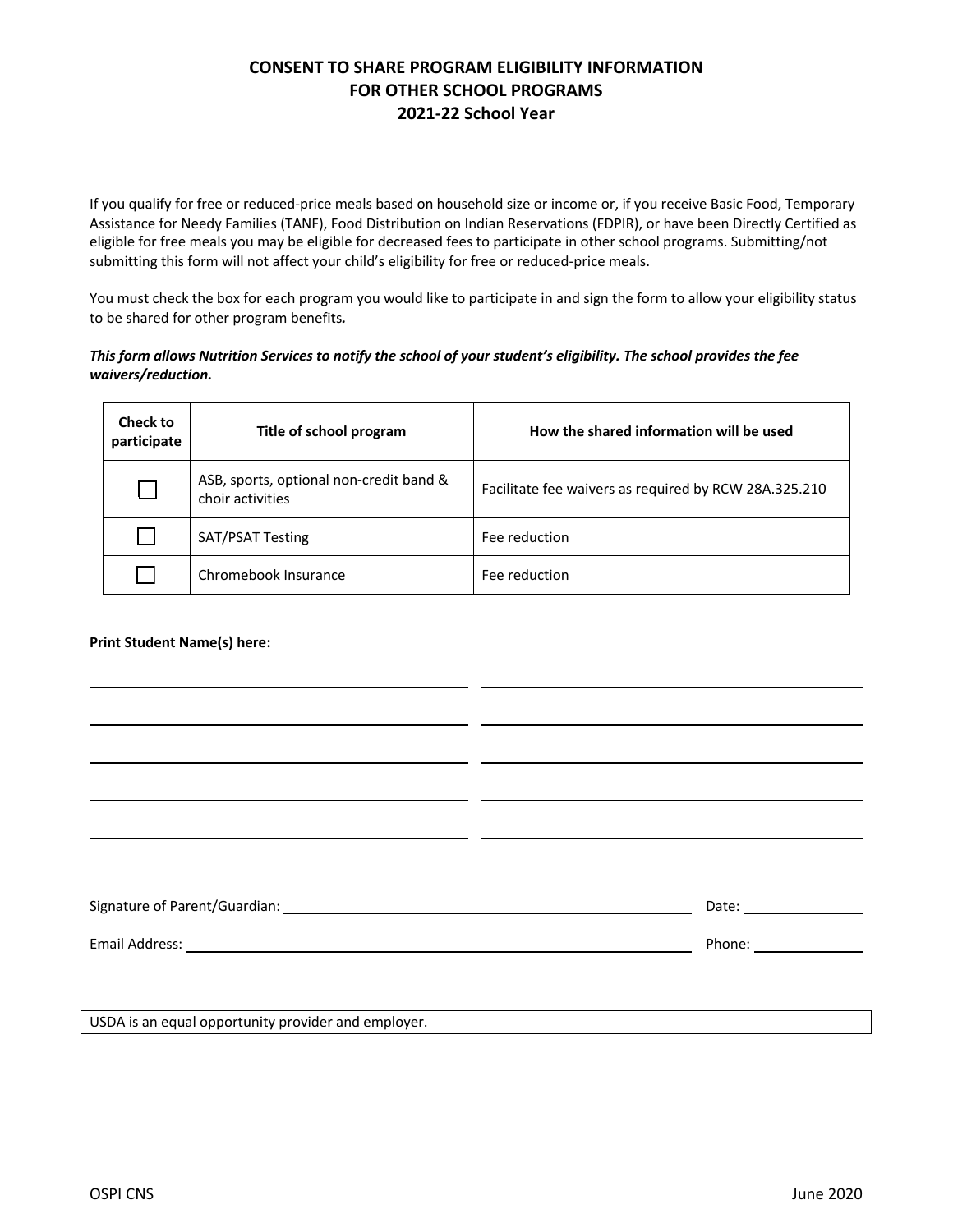# CONSENT TO SHARE PROGRAM ELIGIBILITY INFORMATION FOR OTHER SCHOOL PROGRAMS
## 2021-22 School Year

If you qualify for free or reduced-price meals based on household size or income or, if you receive Basic Food, Temporary Assistance for Needy Families (TANF), Food Distribution on Indian Reservations (FDPIR), or have been Directly Certified as eligible for free meals you may be eligible for decreased fees to participate in other school programs. Submitting/not submitting this form will not affect your child's eligibility for free or reduced-price meals.

You must check the box for each program you would like to participate in and sign the form to allow your eligibility status to be shared for other program benefits.

***This form allows Nutrition Services to notify the school of your student's eligibility. The school provides the fee waivers/reduction.***

| Check to participate | Title of school program | How the shared information will be used |
|---|---|---|
| ☐ | ASB, sports, optional non-credit band & choir activities | Facilitate fee waivers as required by RCW 28A.325.210 |
| ☐ | SAT/PSAT Testing | Fee reduction |
| ☐ | Chromebook Insurance | Fee reduction |

**Print Student Name(s) here:**

______________________________ ______________________________

______________________________ ______________________________

______________________________ ______________________________

______________________________ ______________________________

______________________________ ______________________________

Signature of Parent/Guardian: ______________________________ Date: ______________

Email Address: ______________________________ Phone: ______________

USDA is an equal opportunity provider and employer.

OSPI CNS June 2020